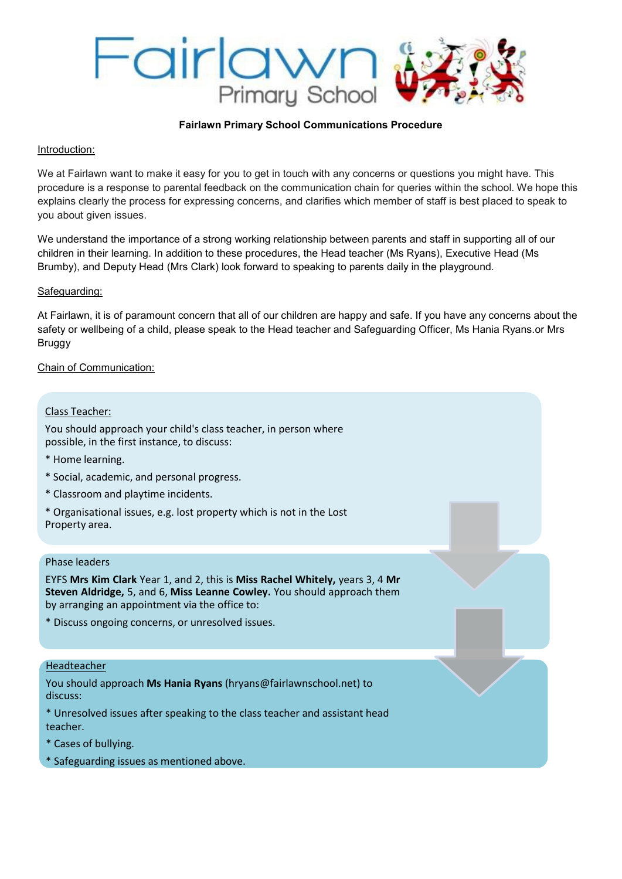# Fairlawn Primary School

**Fairlawn Primary School Communications Procedure**

Introduction:

We at Fairlawn want to make it easy for you to get in touch with any concerns or questions you might have. This procedure is a response to parental feedback on the communication chain for queries within the school. We hope this explains clearly the process for expressing concerns, and clarifies which member of staff is best placed to speak to you about given issues.

We understand the importance of a strong working relationship between parents and staff in supporting all of our children in their learning. In addition to these procedures, the Head teacher (Ms Ryans), Executive Head (Ms Brumby), and Deputy Head (Mrs Clark) look forward to speaking to parents daily in the playground.

Safeguarding:

At Fairlawn, it is of paramount concern that all of our children are happy and safe. If you have any concerns about the safety or wellbeing of a child, please speak to the Head teacher and Safeguarding Officer, Ms Hania Ryans.or Mrs Bruggy

Chain of Communication:

Class Teacher:

You should approach your child's class teacher, in person where possible, in the first instance, to discuss:

* Home learning.
* Social, academic, and personal progress.
* Classroom and playtime incidents.
* Organisational issues, e.g. lost property which is not in the Lost Property area.

Phase leaders

EYFS **Mrs Kim Clark** Year 1, and 2, this is **Miss Rachel Whitely,** years 3, 4 **Mr Steven Aldridge,** 5, and 6, **Miss Leanne Cowley.** You should approach them by arranging an appointment via the office to:

* Discuss ongoing concerns, or unresolved issues.

Headteacher

You should approach **Ms Hania Ryans** (hryans@fairlawnschool.net) to discuss:

* Unresolved issues after speaking to the class teacher and assistant head teacher.
* Cases of bullying.
* Safeguarding issues as mentioned above.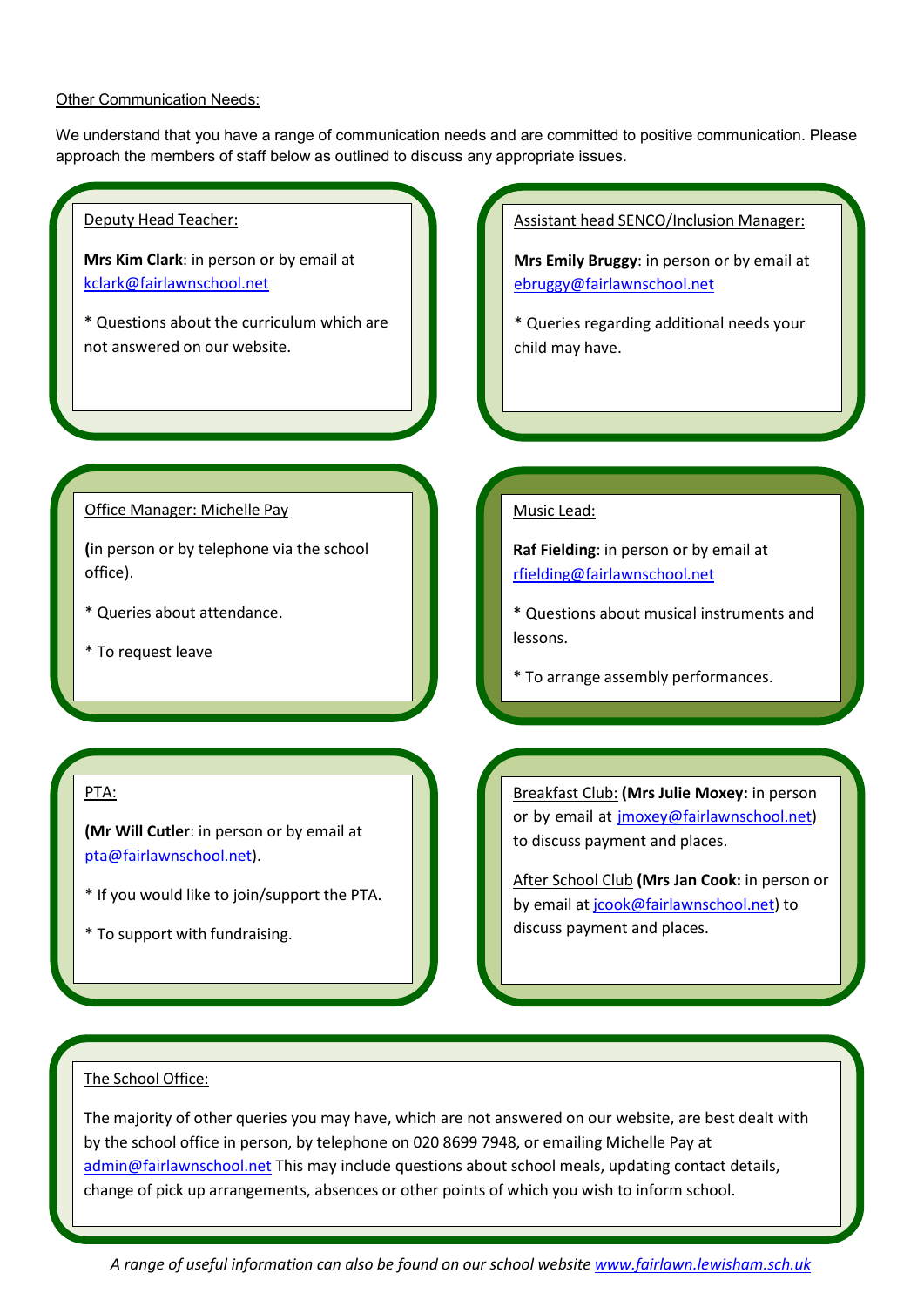Other Communication Needs:

We understand that you have a range of communication needs and are committed to positive communication. Please approach the members of staff below as outlined to discuss any appropriate issues.

Deputy Head Teacher:

**Mrs Kim Clark**: in person or by email at kclark@fairlawnschool.net

* Questions about the curriculum which are not answered on our website.

Assistant head SENCO/Inclusion Manager:

**Mrs Emily Bruggy**: in person or by email at ebruggy@fairlawnschool.net

* Queries regarding additional needs your child may have.

Office Manager: Michelle Pay

**(**in person or by telephone via the school office).

* Queries about attendance.

* To request leave

Music Lead:

**Raf Fielding**: in person or by email at rfielding@fairlawnschool.net

* Questions about musical instruments and lessons.

* To arrange assembly performances.

PTA:

**(Mr Will Cutler**: in person or by email at pta@fairlawnschool.net).

* If you would like to join/support the PTA.

* To support with fundraising.

Breakfast Club: **(Mrs Julie Moxey:** in person or by email at jmoxey@fairlawnschool.net) to discuss payment and places.

After School Club **(Mrs Jan Cook:** in person or by email at jcook@fairlawnschool.net) to discuss payment and places.

The School Office:

The majority of other queries you may have, which are not answered on our website, are best dealt with by the school office in person, by telephone on 020 8699 7948, or emailing Michelle Pay at admin@fairlawnschool.net This may include questions about school meals, updating contact details, change of pick up arrangements, absences or other points of which you wish to inform school.

*A range of useful information can also be found on our school website www.fairlawn.lewisham.sch.uk*